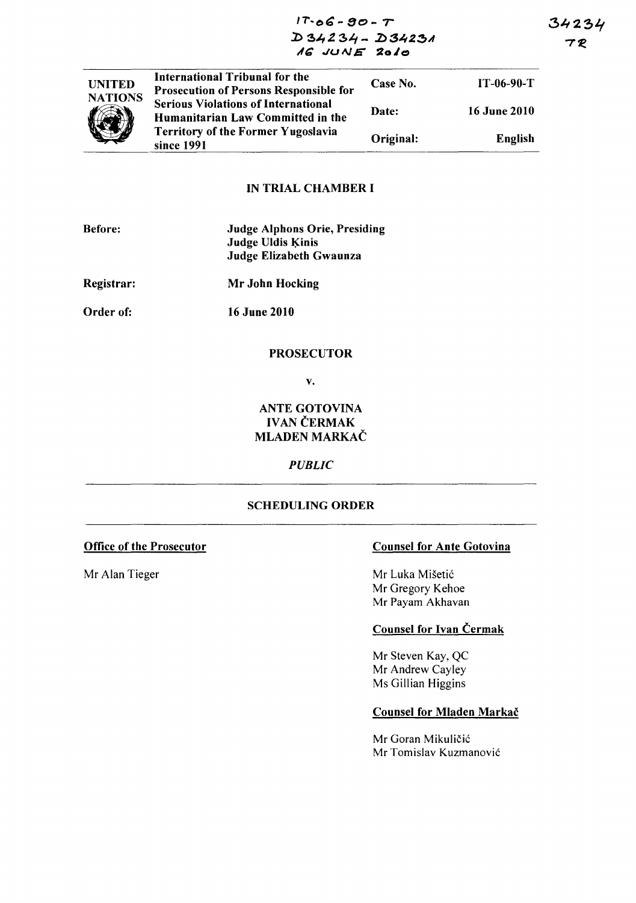IT-06-90-T
D34234 - D34231
16 JUNE 2010

34234
TR

| UNITED NATIONS | International Tribunal for the Prosecution of Persons Responsible for Serious Violations of International Humanitarian Law Committed in the Territory of the Former Yugoslavia since 1991 | Case No. | IT-06-90-T |
|---|---|---|---|
| | | Date: | 16 June 2010 |
| | | Original: | English |

## IN TRIAL CHAMBER I

**Before:** **Judge Alphons Orie, Presiding**
**Judge Uldis Ķinis**
**Judge Elizabeth Gwaunza**

**Registrar:** **Mr John Hocking**

**Order of:** **16 June 2010**

**PROSECUTOR**

**v.**

**ANTE GOTOVINA**
**IVAN ČERMAK**
**MLADEN MARKAČ**

*PUBLIC*

## SCHEDULING ORDER

**Office of the Prosecutor**

Mr Alan Tieger

**Counsel for Ante Gotovina**

Mr Luka Mišetić
Mr Gregory Kehoe
Mr Payam Akhavan

**Counsel for Ivan Čermak**

Mr Steven Kay, QC
Mr Andrew Cayley
Ms Gillian Higgins

**Counsel for Mladen Markač**

Mr Goran Mikuličić
Mr Tomislav Kuzmanović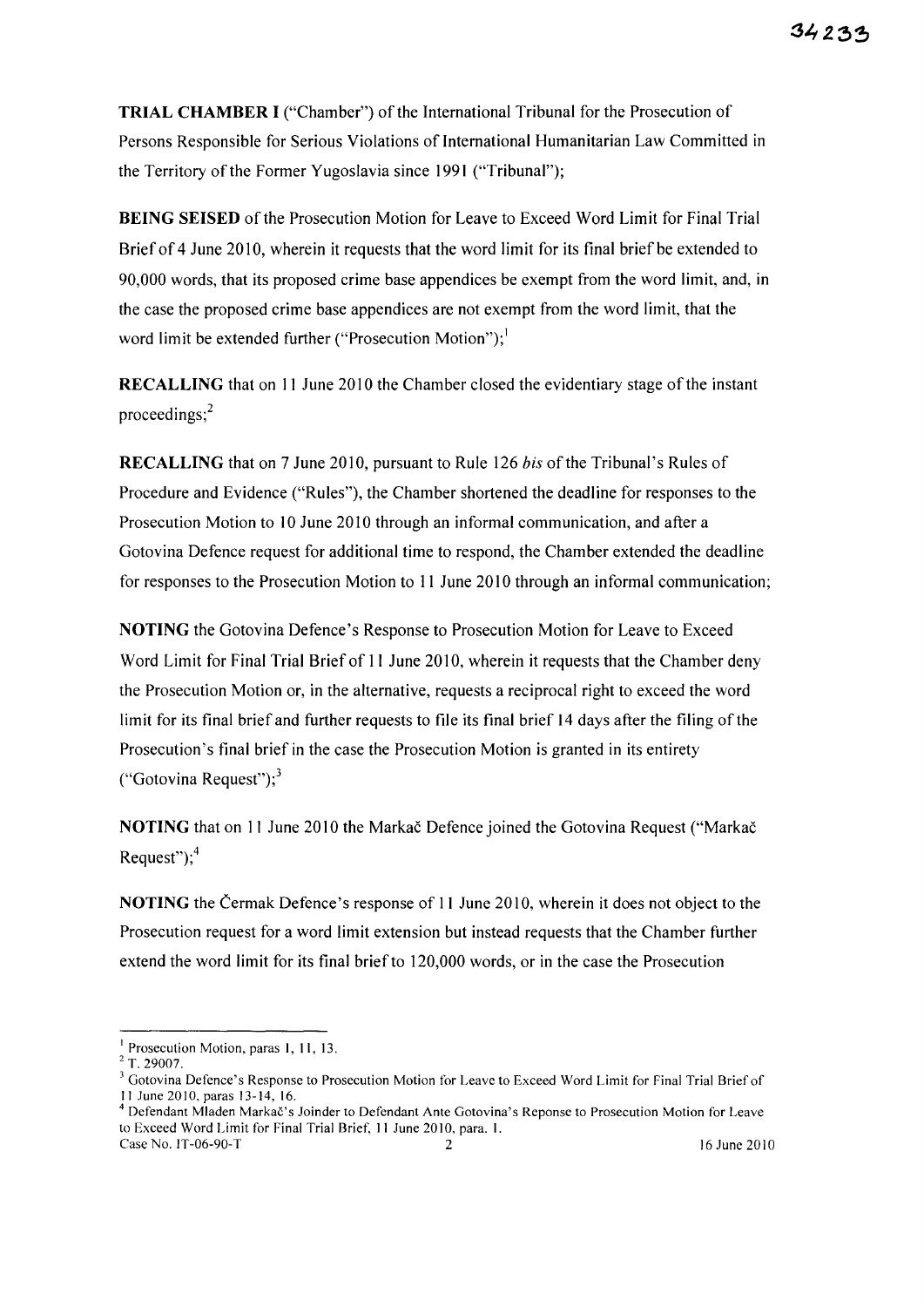**TRIAL CHAMBER I** ("Chamber") of the International Tribunal for the Prosecution of Persons Responsible for Serious Violations of International Humanitarian Law Committed in the Territory of the Former Yugoslavia since 1991 ("Tribunal");

**BEING SEISED** of the Prosecution Motion for Leave to Exceed Word Limit for Final Trial Brief of 4 June 2010, wherein it requests that the word limit for its final brief be extended to 90,000 words, that its proposed crime base appendices be exempt from the word limit, and, in the case the proposed crime base appendices are not exempt from the word limit, that the word limit be extended further ("Prosecution Motion");[1]

**RECALLING** that on 11 June 2010 the Chamber closed the evidentiary stage of the instant proceedings;[2]

**RECALLING** that on 7 June 2010, pursuant to Rule 126 *bis* of the Tribunal's Rules of Procedure and Evidence ("Rules"), the Chamber shortened the deadline for responses to the Prosecution Motion to 10 June 2010 through an informal communication, and after a Gotovina Defence request for additional time to respond, the Chamber extended the deadline for responses to the Prosecution Motion to 11 June 2010 through an informal communication;

**NOTING** the Gotovina Defence's Response to Prosecution Motion for Leave to Exceed Word Limit for Final Trial Brief of 11 June 2010, wherein it requests that the Chamber deny the Prosecution Motion or, in the alternative, requests a reciprocal right to exceed the word limit for its final brief and further requests to file its final brief 14 days after the filing of the Prosecution's final brief in the case the Prosecution Motion is granted in its entirety ("Gotovina Request");[3]

**NOTING** that on 11 June 2010 the Markač Defence joined the Gotovina Request ("Markač Request");[4]

**NOTING** the Čermak Defence's response of 11 June 2010, wherein it does not object to the Prosecution request for a word limit extension but instead requests that the Chamber further extend the word limit for its final brief to 120,000 words, or in the case the Prosecution

---

[1] Prosecution Motion, paras 1, 11, 13.

[2] T. 29007.

[3] Gotovina Defence's Response to Prosecution Motion for Leave to Exceed Word Limit for Final Trial Brief of 11 June 2010, paras 13-14, 16.

[4] Defendant Mladen Markač's Joinder to Defendant Ante Gotovina's Reponse to Prosecution Motion for Leave to Exceed Word Limit for Final Trial Brief, 11 June 2010, para. 1.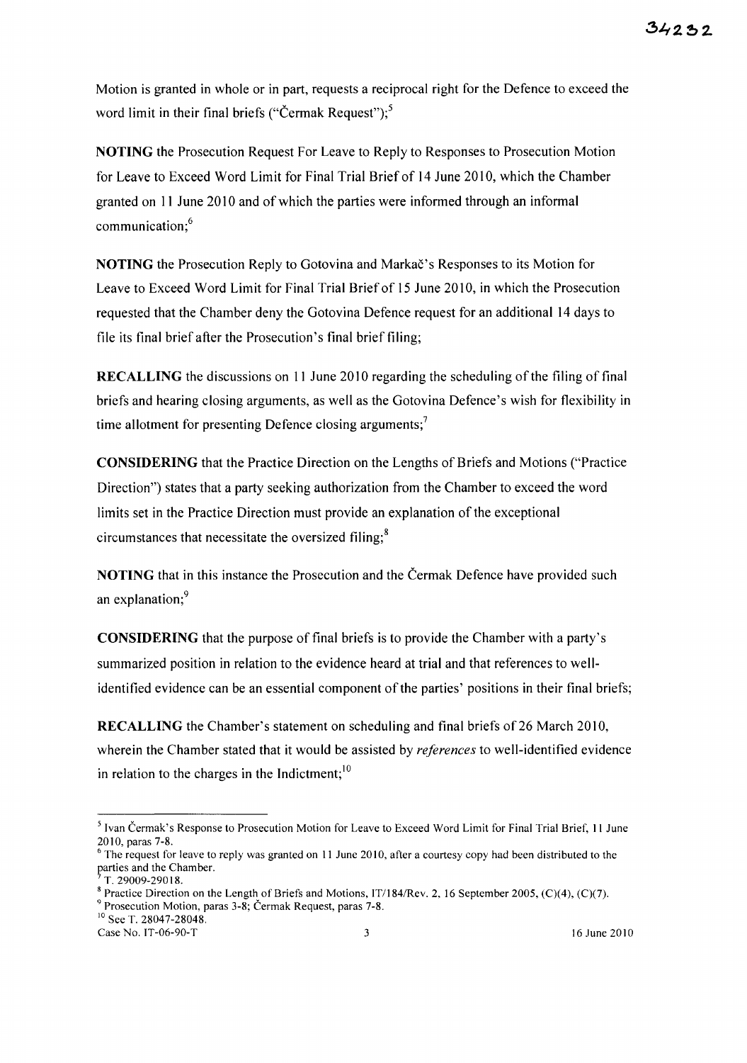Motion is granted in whole or in part, requests a reciprocal right for the Defence to exceed the word limit in their final briefs ("Čermak Request");[5]

**NOTING** the Prosecution Request For Leave to Reply to Responses to Prosecution Motion for Leave to Exceed Word Limit for Final Trial Brief of 14 June 2010, which the Chamber granted on 11 June 2010 and of which the parties were informed through an informal communication;[6]

**NOTING** the Prosecution Reply to Gotovina and Markač's Responses to its Motion for Leave to Exceed Word Limit for Final Trial Brief of 15 June 2010, in which the Prosecution requested that the Chamber deny the Gotovina Defence request for an additional 14 days to file its final brief after the Prosecution's final brief filing;

**RECALLING** the discussions on 11 June 2010 regarding the scheduling of the filing of final briefs and hearing closing arguments, as well as the Gotovina Defence's wish for flexibility in time allotment for presenting Defence closing arguments;[7]

**CONSIDERING** that the Practice Direction on the Lengths of Briefs and Motions ("Practice Direction") states that a party seeking authorization from the Chamber to exceed the word limits set in the Practice Direction must provide an explanation of the exceptional circumstances that necessitate the oversized filing;[8]

**NOTING** that in this instance the Prosecution and the Čermak Defence have provided such an explanation;[9]

**CONSIDERING** that the purpose of final briefs is to provide the Chamber with a party's summarized position in relation to the evidence heard at trial and that references to well-identified evidence can be an essential component of the parties' positions in their final briefs;

**RECALLING** the Chamber's statement on scheduling and final briefs of 26 March 2010, wherein the Chamber stated that it would be assisted by *references* to well-identified evidence in relation to the charges in the Indictment;[10]

---

[5] Ivan Čermak's Response to Prosecution Motion for Leave to Exceed Word Limit for Final Trial Brief, 11 June 2010, paras 7-8.

[6] The request for leave to reply was granted on 11 June 2010, after a courtesy copy had been distributed to the parties and the Chamber.

[7] T. 29009-29018.

[8] Practice Direction on the Length of Briefs and Motions, IT/184/Rev. 2, 16 September 2005, (C)(4), (C)(7).

[9] Prosecution Motion, paras 3-8; Čermak Request, paras 7-8.

[10] See T. 28047-28048.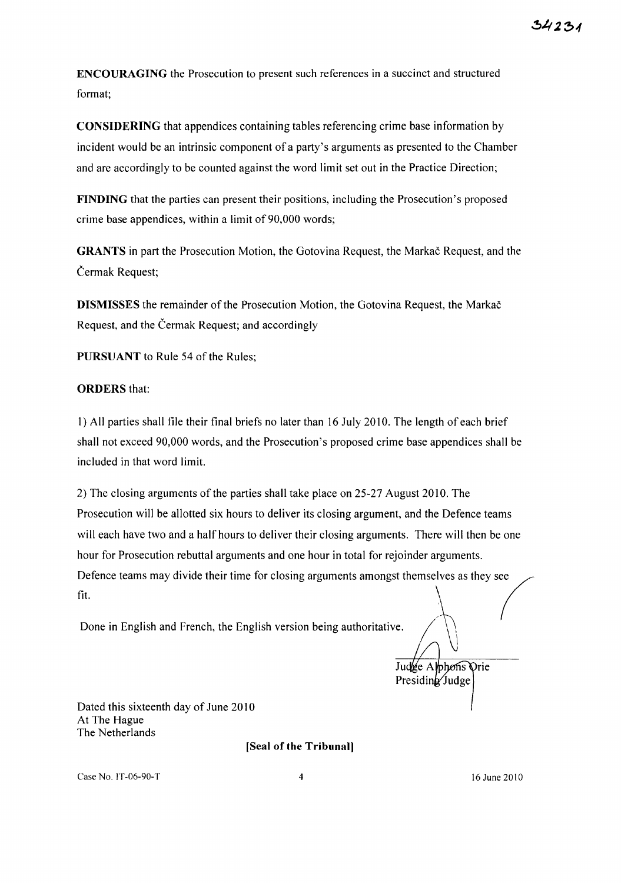**ENCOURAGING** the Prosecution to present such references in a succinct and structured format;

**CONSIDERING** that appendices containing tables referencing crime base information by incident would be an intrinsic component of a party's arguments as presented to the Chamber and are accordingly to be counted against the word limit set out in the Practice Direction;

**FINDING** that the parties can present their positions, including the Prosecution's proposed crime base appendices, within a limit of 90,000 words;

**GRANTS** in part the Prosecution Motion, the Gotovina Request, the Markač Request, and the Čermak Request;

**DISMISSES** the remainder of the Prosecution Motion, the Gotovina Request, the Markač Request, and the Čermak Request; and accordingly

**PURSUANT** to Rule 54 of the Rules;

**ORDERS** that:

1) All parties shall file their final briefs no later than 16 July 2010. The length of each brief shall not exceed 90,000 words, and the Prosecution's proposed crime base appendices shall be included in that word limit.

2) The closing arguments of the parties shall take place on 25-27 August 2010. The Prosecution will be allotted six hours to deliver its closing argument, and the Defence teams will each have two and a half hours to deliver their closing arguments. There will then be one hour for Prosecution rebuttal arguments and one hour in total for rejoinder arguments. Defence teams may divide their time for closing arguments amongst themselves as they see fit.

Done in English and French, the English version being authoritative.

Judge Alphons Orie
Presiding Judge

Dated this sixteenth day of June 2010
At The Hague
The Netherlands

**[Seal of the Tribunal]**